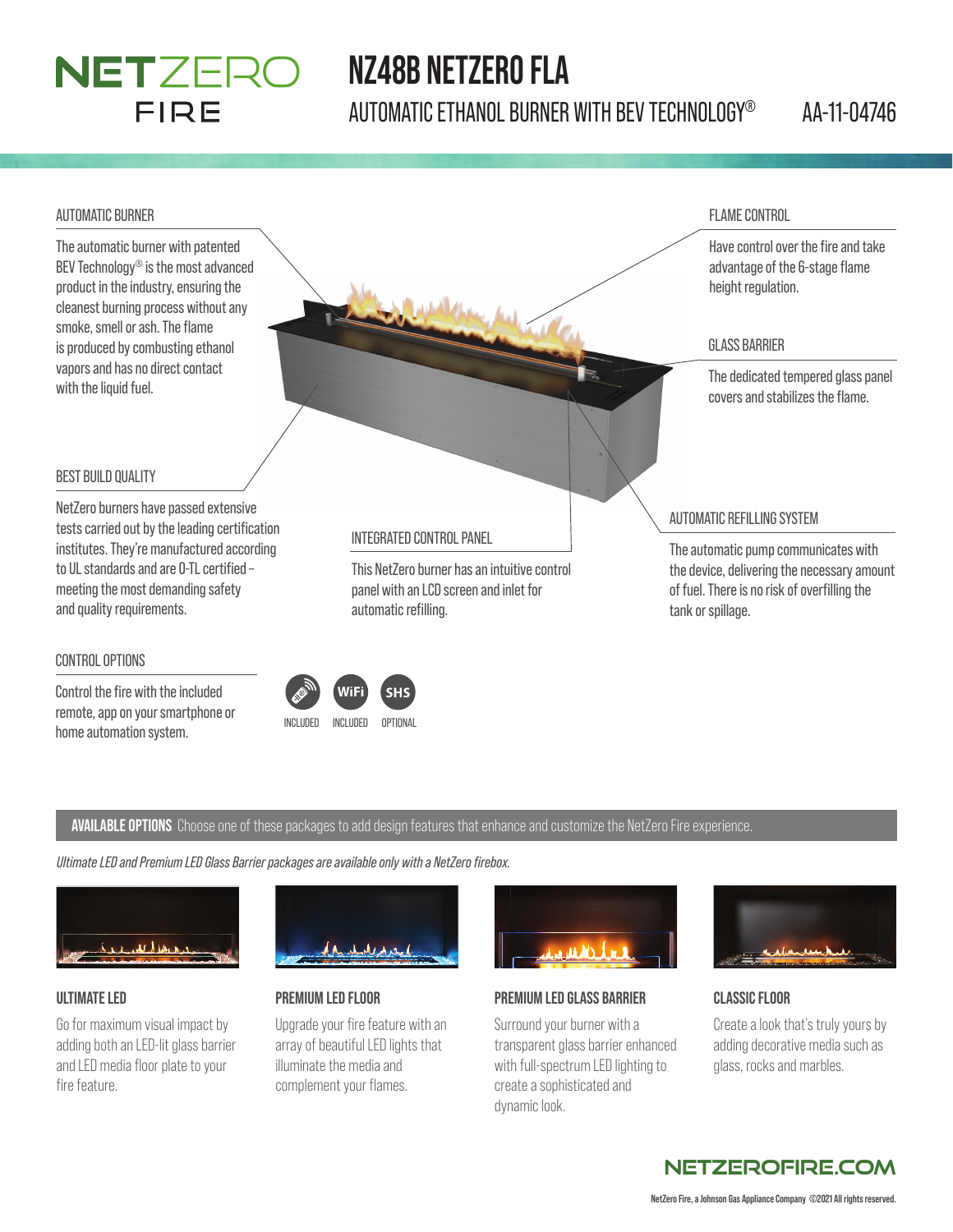# NETZERO FIRE

# NZ48B NETZERO FLA

AUTOMATIC ETHANOL BURNER WITH BEV TECHNOLOGY® AA-11-04746

## AUTOMATIC BURNER

The automatic burner with patented BEV Technology® is the most advanced product in the industry, ensuring the cleanest burning process without any smoke, smell or ash. The flame is produced by combusting ethanol vapors and has no direct contact with the liquid fuel.

## BEST BUILD QUALITY

NetZero burners have passed extensive tests carried out by the leading certification institutes. They're manufactured according to UL standards and are O-TL certified – meeting the most demanding safety and quality requirements.

## INTEGRATED CONTROL PANEL

This NetZero burner has an intuitive control panel with an LCD screen and inlet for automatic refilling.

## FLAME CONTROL

Have control over the fire and take advantage of the 6-stage flame height regulation.

## GLASS BARRIER

The dedicated tempered glass panel covers and stabilizes the flame.

## AUTOMATIC REFILLING SYSTEM

The automatic pump communicates with the device, delivering the necessary amount of fuel. There is no risk of overfilling the tank or spillage.

## CONTROL OPTIONS

Control the fire with the included remote, app on your smartphone or home automation system.

INCLUDED INCLUDED OPTIONAL

WiFi SHS

## AVAILABLE OPTIONS

Choose one of these packages to add design features that enhance and customize the NetZero Fire experience.

*Ultimate LED and Premium LED Glass Barrier packages are available only with a NetZero firebox.*

### ULTIMATE LED

Go for maximum visual impact by adding both an LED-lit glass barrier and LED media floor plate to your fire feature.

### PREMIUM LED FLOOR

Upgrade your fire feature with an array of beautiful LED lights that illuminate the media and complement your flames.

### PREMIUM LED GLASS BARRIER

Surround your burner with a transparent glass barrier enhanced with full-spectrum LED lighting to create a sophisticated and dynamic look.

### CLASSIC FLOOR

Create a look that's truly yours by adding decorative media such as glass, rocks and marbles.

NETZEROFIRE.COM

NetZero Fire, a Johnson Gas Appliance Company ©2021 All rights reserved.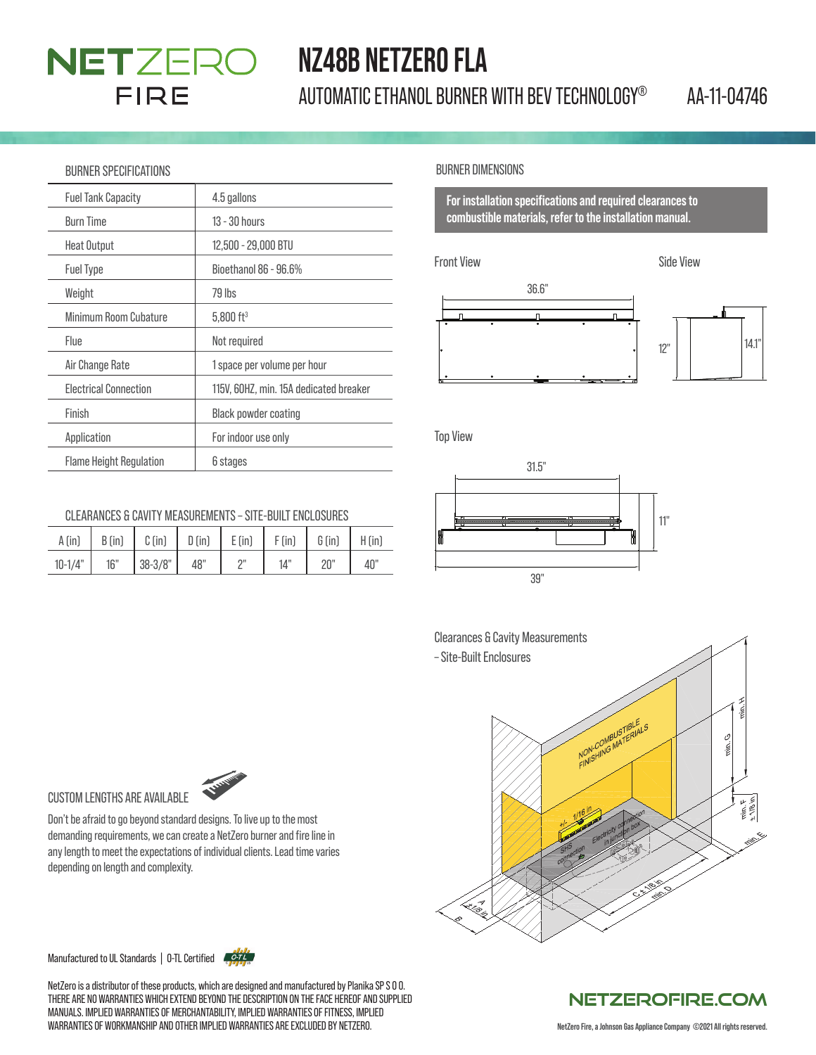# NZ48B NETZERO FLA

AUTOMATIC ETHANOL BURNER WITH BEV TECHNOLOGY®

AA-11-04746

## BURNER SPECIFICATIONS

| | |
|---|---|
| Fuel Tank Capacity | 4.5 gallons |
| Burn Time | 13 - 30 hours |
| Heat Output | 12,500 - 29,000 BTU |
| Fuel Type | Bioethanol 86 - 96.6% |
| Weight | 79 lbs |
| Minimum Room Cubature | 5,800 ft³ |
| Flue | Not required |
| Air Change Rate | 1 space per volume per hour |
| Electrical Connection | 115V, 60HZ, min. 15A dedicated breaker |
| Finish | Black powder coating |
| Application | For indoor use only |
| Flame Height Regulation | 6 stages |

## CLEARANCES & CAVITY MEASUREMENTS – SITE-BUILT ENCLOSURES

| A (in) | B (in) | C (in) | D (in) | E (in) | F (in) | G (in) | H (in) |
|---|---|---|---|---|---|---|---|
| 10-1/4" | 16" | 38-3/8" | 48" | 2" | 14" | 20" | 40" |

## BURNER DIMENSIONS

**For installation specifications and required clearances to combustible materials, refer to the installation manual.**

Front View

36.6"

Side View

12"

14.1"

Top View

31.5"

11"

39"

Clearances & Cavity Measurements
– Site-Built Enclosures

NON-COMBUSTIBLE FINISHING MATERIALS

+/- 1/16 in

SHS connection

Electricity connection in junction box

A ± 1/8 in

B

C ± 1/8 in

min. D

min. E

min. F ± 1/8 in

min. G

min. H

## CUSTOM LENGTHS ARE AVAILABLE

Don't be afraid to go beyond standard designs. To live up to the most demanding requirements, we can create a NetZero burner and fire line in any length to meet the expectations of individual clients. Lead time varies depending on length and complexity.

Manufactured to UL Standards | O-TL Certified

NetZero is a distributor of these products, which are designed and manufactured by Planika SP S O O. THERE ARE NO WARRANTIES WHICH EXTEND BEYOND THE DESCRIPTION ON THE FACE HEREOF AND SUPPLIED MANUALS. IMPLIED WARRANTIES OF MERCHANTABILITY, IMPLIED WARRANTIES OF FITNESS, IMPLIED WARRANTIES OF WORKMANSHIP AND OTHER IMPLIED WARRANTIES ARE EXCLUDED BY NETZERO.

NETZEROFIRE.COM

NetZero Fire, a Johnson Gas Appliance Company ©2021 All rights reserved.